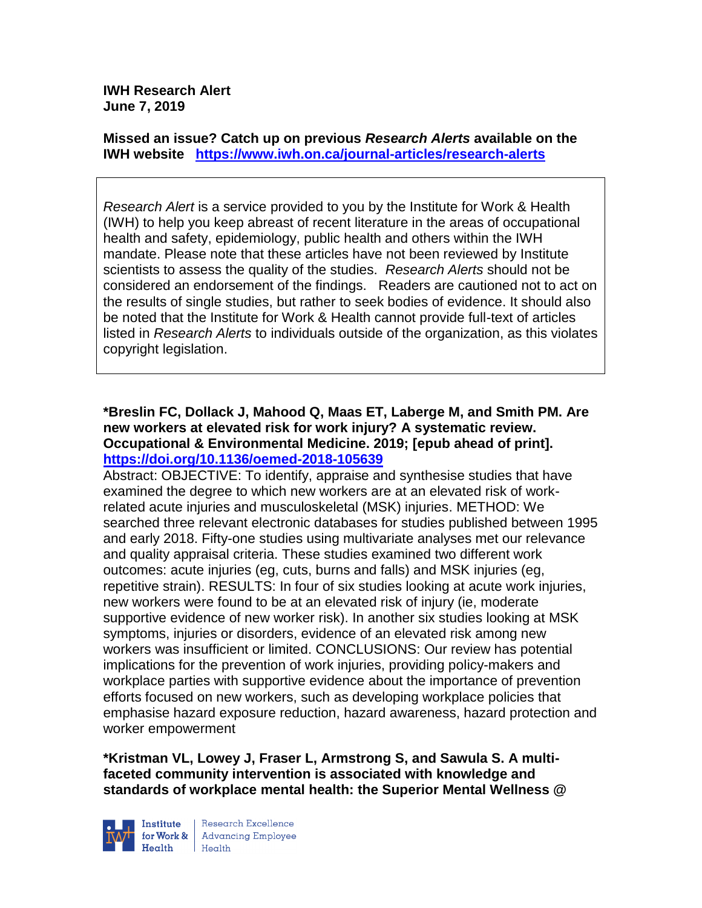**IWH Research Alert**
**June 7, 2019**

**Missed an issue? Catch up on previous *Research Alerts* available on the IWH website** **https://www.iwh.on.ca/journal-articles/research-alerts**

*Research Alert* is a service provided to you by the Institute for Work & Health (IWH) to help you keep abreast of recent literature in the areas of occupational health and safety, epidemiology, public health and others within the IWH mandate. Please note that these articles have not been reviewed by Institute scientists to assess the quality of the studies. *Research Alerts* should not be considered an endorsement of the findings. Readers are cautioned not to act on the results of single studies, but rather to seek bodies of evidence. It should also be noted that the Institute for Work & Health cannot provide full-text of articles listed in *Research Alerts* to individuals outside of the organization, as this violates copyright legislation.

**\*Breslin FC, Dollack J, Mahood Q, Maas ET, Laberge M, and Smith PM. Are new workers at elevated risk for work injury? A systematic review. Occupational & Environmental Medicine. 2019; [epub ahead of print].**
**https://doi.org/10.1136/oemed-2018-105639**

Abstract: OBJECTIVE: To identify, appraise and synthesise studies that have examined the degree to which new workers are at an elevated risk of work-related acute injuries and musculoskeletal (MSK) injuries. METHOD: We searched three relevant electronic databases for studies published between 1995 and early 2018. Fifty-one studies using multivariate analyses met our relevance and quality appraisal criteria. These studies examined two different work outcomes: acute injuries (eg, cuts, burns and falls) and MSK injuries (eg, repetitive strain). RESULTS: In four of six studies looking at acute work injuries, new workers were found to be at an elevated risk of injury (ie, moderate supportive evidence of new worker risk). In another six studies looking at MSK symptoms, injuries or disorders, evidence of an elevated risk among new workers was insufficient or limited. CONCLUSIONS: Our review has potential implications for the prevention of work injuries, providing policy-makers and workplace parties with supportive evidence about the importance of prevention efforts focused on new workers, such as developing workplace policies that emphasise hazard exposure reduction, hazard awareness, hazard protection and worker empowerment

**\*Kristman VL, Lowey J, Fraser L, Armstrong S, and Sawula S. A multi-faceted community intervention is associated with knowledge and standards of workplace mental health: the Superior Mental Wellness @**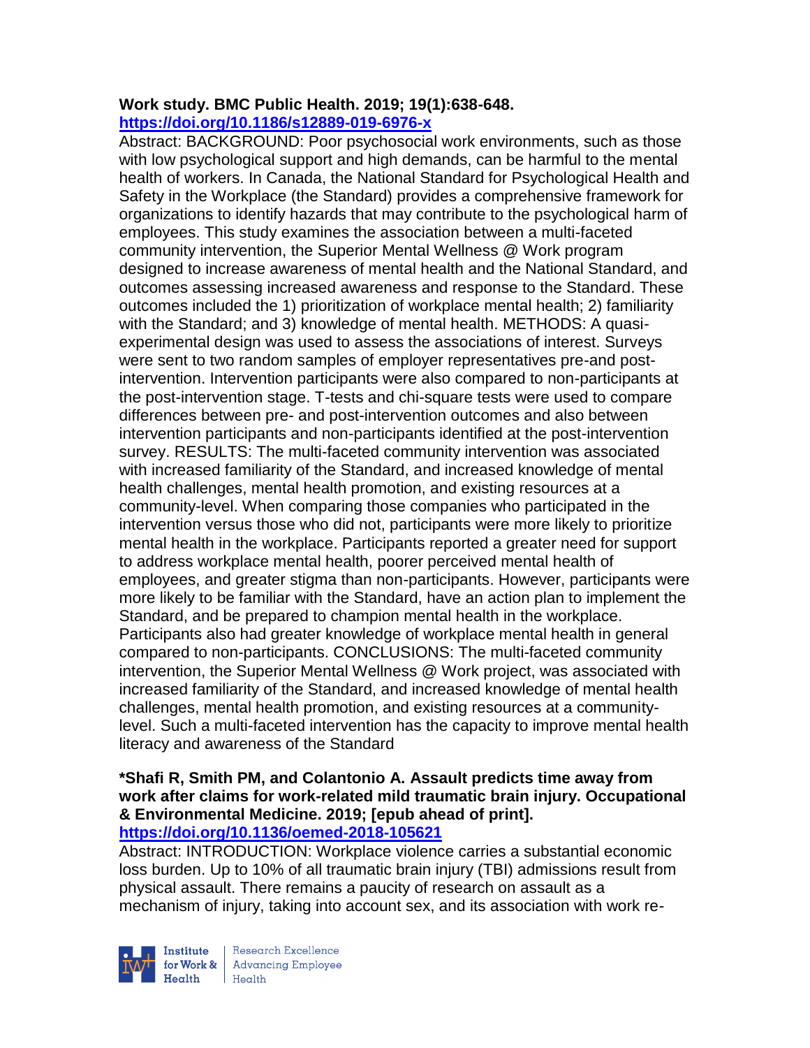**Work study. BMC Public Health. 2019; 19(1):638-648.**
**https://doi.org/10.1186/s12889-019-6976-x**

Abstract: BACKGROUND: Poor psychosocial work environments, such as those with low psychological support and high demands, can be harmful to the mental health of workers. In Canada, the National Standard for Psychological Health and Safety in the Workplace (the Standard) provides a comprehensive framework for organizations to identify hazards that may contribute to the psychological harm of employees. This study examines the association between a multi-faceted community intervention, the Superior Mental Wellness @ Work program designed to increase awareness of mental health and the National Standard, and outcomes assessing increased awareness and response to the Standard. These outcomes included the 1) prioritization of workplace mental health; 2) familiarity with the Standard; and 3) knowledge of mental health. METHODS: A quasi-experimental design was used to assess the associations of interest. Surveys were sent to two random samples of employer representatives pre-and post-intervention. Intervention participants were also compared to non-participants at the post-intervention stage. T-tests and chi-square tests were used to compare differences between pre- and post-intervention outcomes and also between intervention participants and non-participants identified at the post-intervention survey. RESULTS: The multi-faceted community intervention was associated with increased familiarity of the Standard, and increased knowledge of mental health challenges, mental health promotion, and existing resources at a community-level. When comparing those companies who participated in the intervention versus those who did not, participants were more likely to prioritize mental health in the workplace. Participants reported a greater need for support to address workplace mental health, poorer perceived mental health of employees, and greater stigma than non-participants. However, participants were more likely to be familiar with the Standard, have an action plan to implement the Standard, and be prepared to champion mental health in the workplace. Participants also had greater knowledge of workplace mental health in general compared to non-participants. CONCLUSIONS: The multi-faceted community intervention, the Superior Mental Wellness @ Work project, was associated with increased familiarity of the Standard, and increased knowledge of mental health challenges, mental health promotion, and existing resources at a community-level. Such a multi-faceted intervention has the capacity to improve mental health literacy and awareness of the Standard

**\*Shafi R, Smith PM, and Colantonio A. Assault predicts time away from work after claims for work-related mild traumatic brain injury. Occupational & Environmental Medicine. 2019; [epub ahead of print].**
**https://doi.org/10.1136/oemed-2018-105621**

Abstract: INTRODUCTION: Workplace violence carries a substantial economic loss burden. Up to 10% of all traumatic brain injury (TBI) admissions result from physical assault. There remains a paucity of research on assault as a mechanism of injury, taking into account sex, and its association with work re-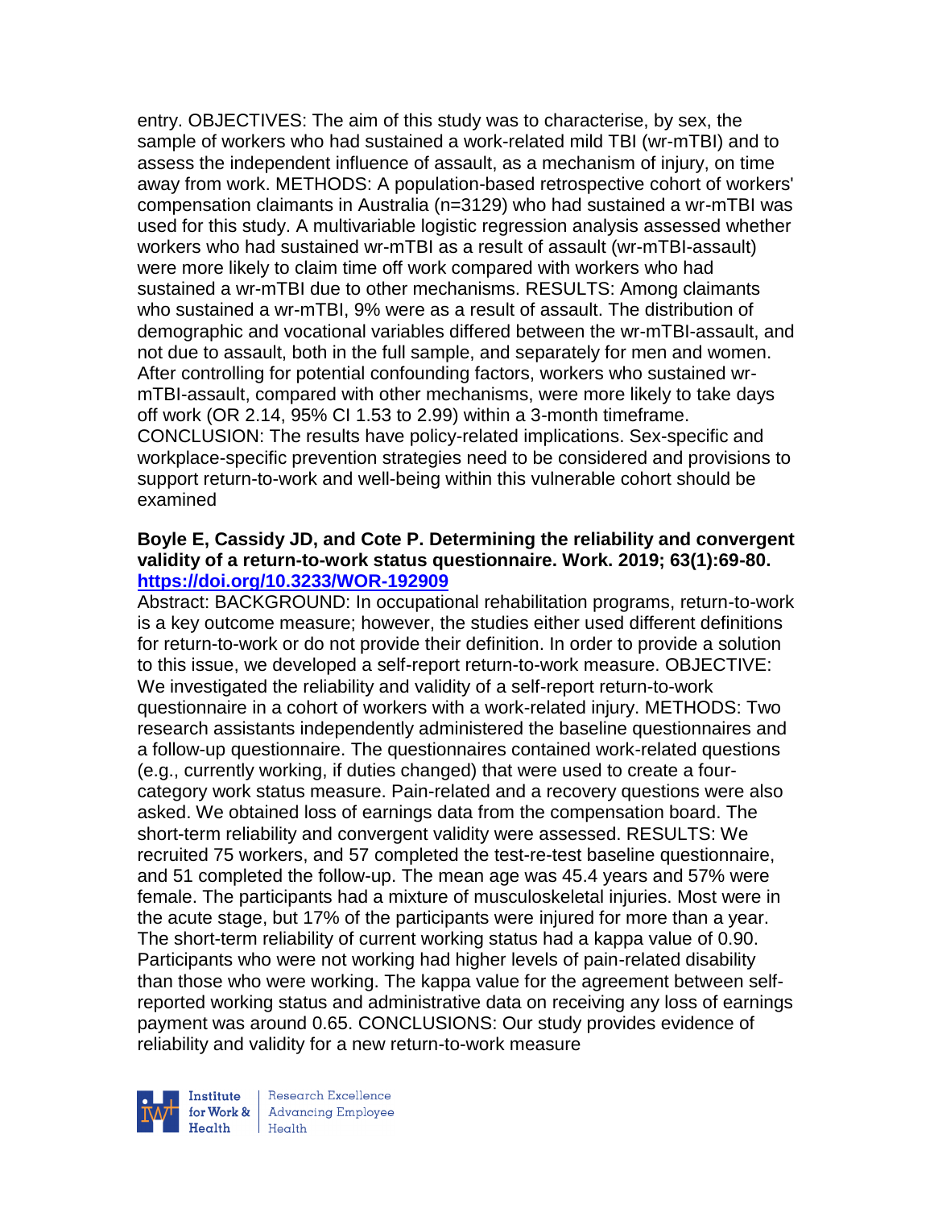entry. OBJECTIVES: The aim of this study was to characterise, by sex, the sample of workers who had sustained a work-related mild TBI (wr-mTBI) and to assess the independent influence of assault, as a mechanism of injury, on time away from work. METHODS: A population-based retrospective cohort of workers' compensation claimants in Australia (n=3129) who had sustained a wr-mTBI was used for this study. A multivariable logistic regression analysis assessed whether workers who had sustained wr-mTBI as a result of assault (wr-mTBI-assault) were more likely to claim time off work compared with workers who had sustained a wr-mTBI due to other mechanisms. RESULTS: Among claimants who sustained a wr-mTBI, 9% were as a result of assault. The distribution of demographic and vocational variables differed between the wr-mTBI-assault, and not due to assault, both in the full sample, and separately for men and women. After controlling for potential confounding factors, workers who sustained wr-mTBI-assault, compared with other mechanisms, were more likely to take days off work (OR 2.14, 95% CI 1.53 to 2.99) within a 3-month timeframe. CONCLUSION: The results have policy-related implications. Sex-specific and workplace-specific prevention strategies need to be considered and provisions to support return-to-work and well-being within this vulnerable cohort should be examined

**Boyle E, Cassidy JD, and Cote P. Determining the reliability and convergent validity of a return-to-work status questionnaire. Work. 2019; 63(1):69-80. https://doi.org/10.3233/WOR-192909**

Abstract: BACKGROUND: In occupational rehabilitation programs, return-to-work is a key outcome measure; however, the studies either used different definitions for return-to-work or do not provide their definition. In order to provide a solution to this issue, we developed a self-report return-to-work measure. OBJECTIVE: We investigated the reliability and validity of a self-report return-to-work questionnaire in a cohort of workers with a work-related injury. METHODS: Two research assistants independently administered the baseline questionnaires and a follow-up questionnaire. The questionnaires contained work-related questions (e.g., currently working, if duties changed) that were used to create a four-category work status measure. Pain-related and a recovery questions were also asked. We obtained loss of earnings data from the compensation board. The short-term reliability and convergent validity were assessed. RESULTS: We recruited 75 workers, and 57 completed the test-re-test baseline questionnaire, and 51 completed the follow-up. The mean age was 45.4 years and 57% were female. The participants had a mixture of musculoskeletal injuries. Most were in the acute stage, but 17% of the participants were injured for more than a year. The short-term reliability of current working status had a kappa value of 0.90. Participants who were not working had higher levels of pain-related disability than those who were working. The kappa value for the agreement between self-reported working status and administrative data on receiving any loss of earnings payment was around 0.65. CONCLUSIONS: Our study provides evidence of reliability and validity for a new return-to-work measure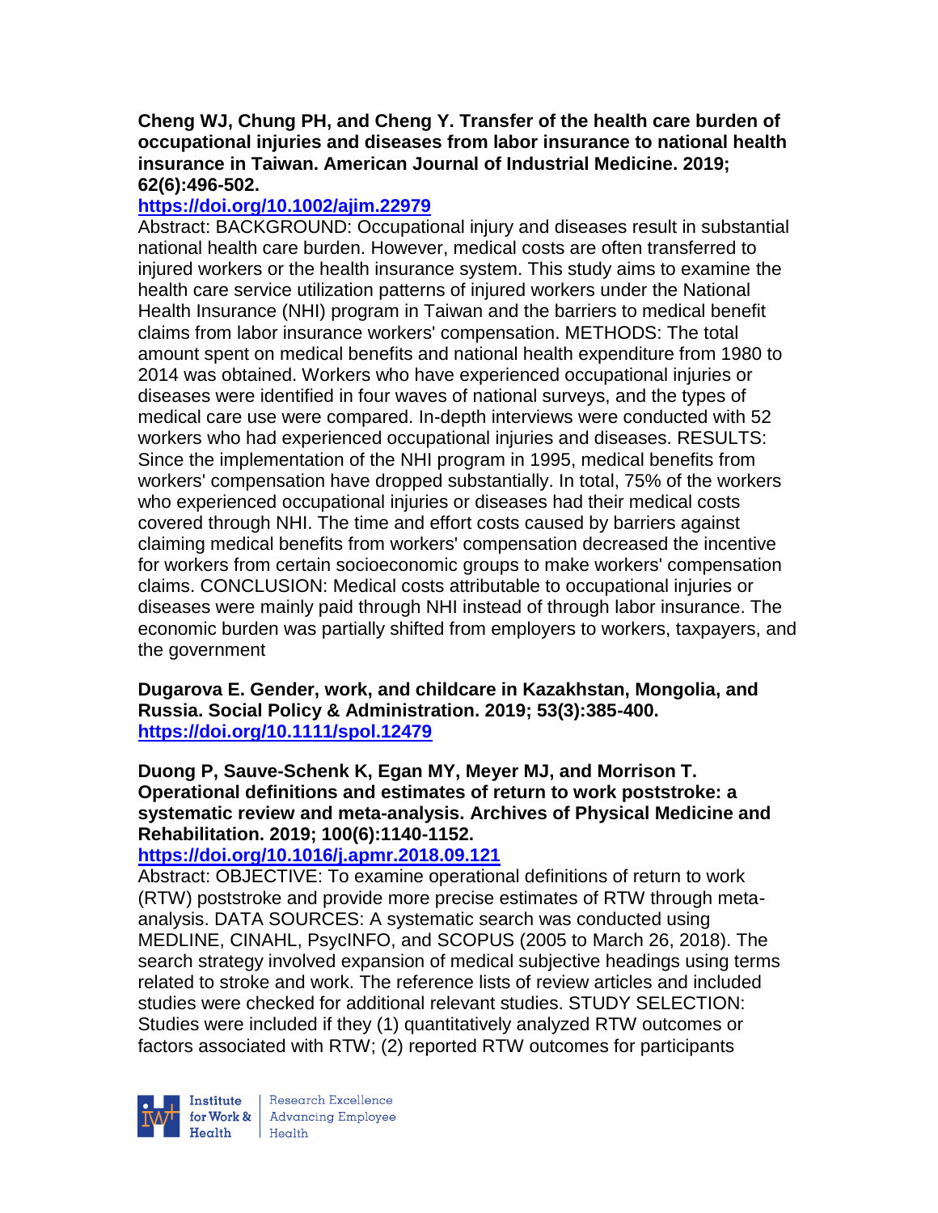**Cheng WJ, Chung PH, and Cheng Y. Transfer of the health care burden of occupational injuries and diseases from labor insurance to national health insurance in Taiwan. American Journal of Industrial Medicine. 2019; 62(6):496-502.**
**https://doi.org/10.1002/ajim.22979**
Abstract: BACKGROUND: Occupational injury and diseases result in substantial national health care burden. However, medical costs are often transferred to injured workers or the health insurance system. This study aims to examine the health care service utilization patterns of injured workers under the National Health Insurance (NHI) program in Taiwan and the barriers to medical benefit claims from labor insurance workers' compensation. METHODS: The total amount spent on medical benefits and national health expenditure from 1980 to 2014 was obtained. Workers who have experienced occupational injuries or diseases were identified in four waves of national surveys, and the types of medical care use were compared. In-depth interviews were conducted with 52 workers who had experienced occupational injuries and diseases. RESULTS: Since the implementation of the NHI program in 1995, medical benefits from workers' compensation have dropped substantially. In total, 75% of the workers who experienced occupational injuries or diseases had their medical costs covered through NHI. The time and effort costs caused by barriers against claiming medical benefits from workers' compensation decreased the incentive for workers from certain socioeconomic groups to make workers' compensation claims. CONCLUSION: Medical costs attributable to occupational injuries or diseases were mainly paid through NHI instead of through labor insurance. The economic burden was partially shifted from employers to workers, taxpayers, and the government

**Dugarova E. Gender, work, and childcare in Kazakhstan, Mongolia, and Russia. Social Policy & Administration. 2019; 53(3):385-400.**
**https://doi.org/10.1111/spol.12479**

**Duong P, Sauve-Schenk K, Egan MY, Meyer MJ, and Morrison T. Operational definitions and estimates of return to work poststroke: a systematic review and meta-analysis. Archives of Physical Medicine and Rehabilitation. 2019; 100(6):1140-1152.**
**https://doi.org/10.1016/j.apmr.2018.09.121**
Abstract: OBJECTIVE: To examine operational definitions of return to work (RTW) poststroke and provide more precise estimates of RTW through meta-analysis. DATA SOURCES: A systematic search was conducted using MEDLINE, CINAHL, PsycINFO, and SCOPUS (2005 to March 26, 2018). The search strategy involved expansion of medical subjective headings using terms related to stroke and work. The reference lists of review articles and included studies were checked for additional relevant studies. STUDY SELECTION: Studies were included if they (1) quantitatively analyzed RTW outcomes or factors associated with RTW; (2) reported RTW outcomes for participants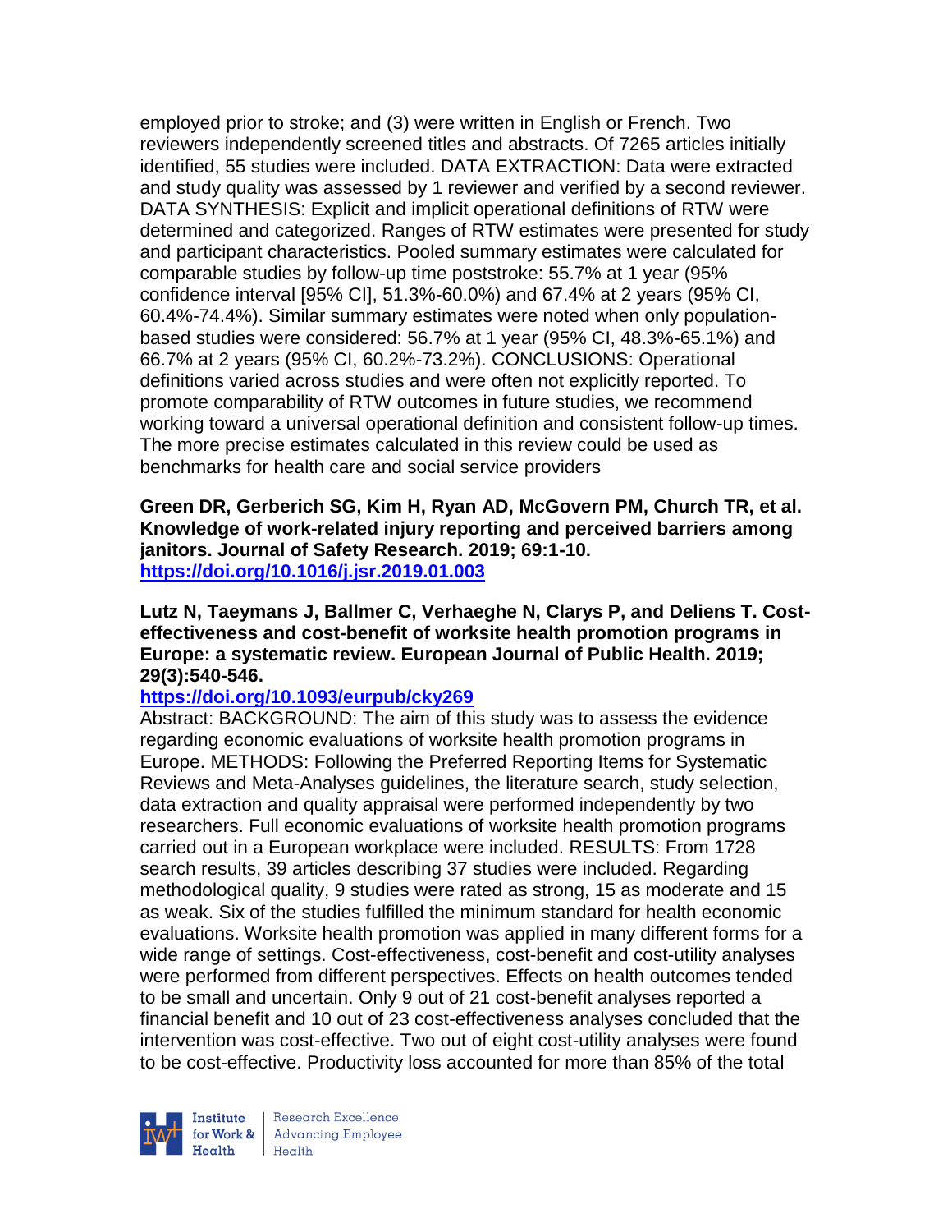employed prior to stroke; and (3) were written in English or French. Two reviewers independently screened titles and abstracts. Of 7265 articles initially identified, 55 studies were included. DATA EXTRACTION: Data were extracted and study quality was assessed by 1 reviewer and verified by a second reviewer. DATA SYNTHESIS: Explicit and implicit operational definitions of RTW were determined and categorized. Ranges of RTW estimates were presented for study and participant characteristics. Pooled summary estimates were calculated for comparable studies by follow-up time poststroke: 55.7% at 1 year (95% confidence interval [95% CI], 51.3%-60.0%) and 67.4% at 2 years (95% CI, 60.4%-74.4%). Similar summary estimates were noted when only population-based studies were considered: 56.7% at 1 year (95% CI, 48.3%-65.1%) and 66.7% at 2 years (95% CI, 60.2%-73.2%). CONCLUSIONS: Operational definitions varied across studies and were often not explicitly reported. To promote comparability of RTW outcomes in future studies, we recommend working toward a universal operational definition and consistent follow-up times. The more precise estimates calculated in this review could be used as benchmarks for health care and social service providers

**Green DR, Gerberich SG, Kim H, Ryan AD, McGovern PM, Church TR, et al. Knowledge of work-related injury reporting and perceived barriers among janitors. Journal of Safety Research. 2019; 69:1-10.**
**https://doi.org/10.1016/j.jsr.2019.01.003**

**Lutz N, Taeymans J, Ballmer C, Verhaeghe N, Clarys P, and Deliens T. Cost-effectiveness and cost-benefit of worksite health promotion programs in Europe: a systematic review. European Journal of Public Health. 2019; 29(3):540-546.**
**https://doi.org/10.1093/eurpub/cky269**

Abstract: BACKGROUND: The aim of this study was to assess the evidence regarding economic evaluations of worksite health promotion programs in Europe. METHODS: Following the Preferred Reporting Items for Systematic Reviews and Meta-Analyses guidelines, the literature search, study selection, data extraction and quality appraisal were performed independently by two researchers. Full economic evaluations of worksite health promotion programs carried out in a European workplace were included. RESULTS: From 1728 search results, 39 articles describing 37 studies were included. Regarding methodological quality, 9 studies were rated as strong, 15 as moderate and 15 as weak. Six of the studies fulfilled the minimum standard for health economic evaluations. Worksite health promotion was applied in many different forms for a wide range of settings. Cost-effectiveness, cost-benefit and cost-utility analyses were performed from different perspectives. Effects on health outcomes tended to be small and uncertain. Only 9 out of 21 cost-benefit analyses reported a financial benefit and 10 out of 23 cost-effectiveness analyses concluded that the intervention was cost-effective. Two out of eight cost-utility analyses were found to be cost-effective. Productivity loss accounted for more than 85% of the total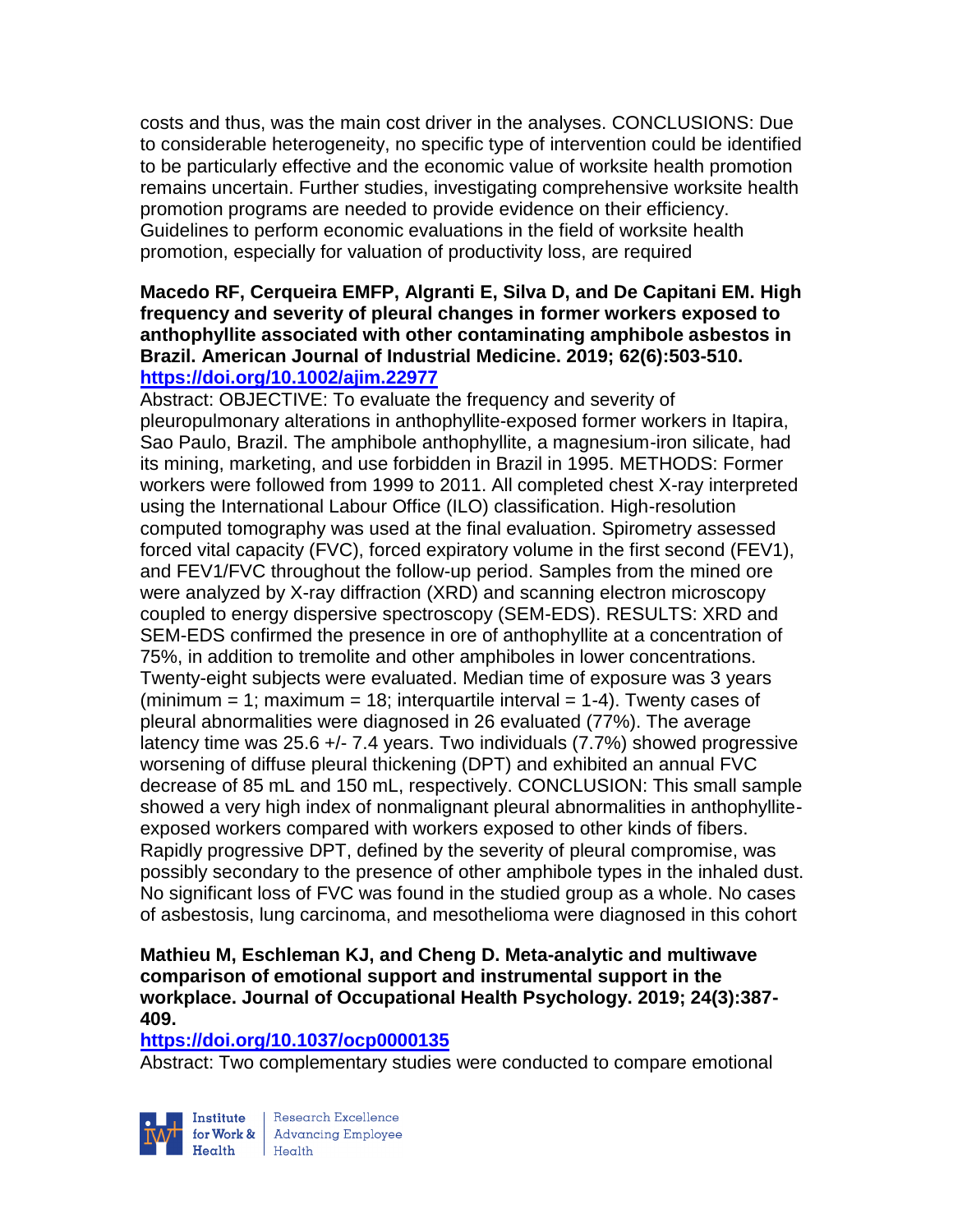costs and thus, was the main cost driver in the analyses. CONCLUSIONS: Due to considerable heterogeneity, no specific type of intervention could be identified to be particularly effective and the economic value of worksite health promotion remains uncertain. Further studies, investigating comprehensive worksite health promotion programs are needed to provide evidence on their efficiency. Guidelines to perform economic evaluations in the field of worksite health promotion, especially for valuation of productivity loss, are required

**Macedo RF, Cerqueira EMFP, Algranti E, Silva D, and De Capitani EM. High frequency and severity of pleural changes in former workers exposed to anthophyllite associated with other contaminating amphibole asbestos in Brazil. American Journal of Industrial Medicine. 2019; 62(6):503-510. https://doi.org/10.1002/ajim.22977**

Abstract: OBJECTIVE: To evaluate the frequency and severity of pleuropulmonary alterations in anthophyllite-exposed former workers in Itapira, Sao Paulo, Brazil. The amphibole anthophyllite, a magnesium-iron silicate, had its mining, marketing, and use forbidden in Brazil in 1995. METHODS: Former workers were followed from 1999 to 2011. All completed chest X-ray interpreted using the International Labour Office (ILO) classification. High-resolution computed tomography was used at the final evaluation. Spirometry assessed forced vital capacity (FVC), forced expiratory volume in the first second (FEV1), and FEV1/FVC throughout the follow-up period. Samples from the mined ore were analyzed by X-ray diffraction (XRD) and scanning electron microscopy coupled to energy dispersive spectroscopy (SEM-EDS). RESULTS: XRD and SEM-EDS confirmed the presence in ore of anthophyllite at a concentration of 75%, in addition to tremolite and other amphiboles in lower concentrations. Twenty-eight subjects were evaluated. Median time of exposure was 3 years (minimum = 1; maximum = 18; interquartile interval = 1-4). Twenty cases of pleural abnormalities were diagnosed in 26 evaluated (77%). The average latency time was 25.6 +/- 7.4 years. Two individuals (7.7%) showed progressive worsening of diffuse pleural thickening (DPT) and exhibited an annual FVC decrease of 85 mL and 150 mL, respectively. CONCLUSION: This small sample showed a very high index of nonmalignant pleural abnormalities in anthophyllite-exposed workers compared with workers exposed to other kinds of fibers. Rapidly progressive DPT, defined by the severity of pleural compromise, was possibly secondary to the presence of other amphibole types in the inhaled dust. No significant loss of FVC was found in the studied group as a whole. No cases of asbestosis, lung carcinoma, and mesothelioma were diagnosed in this cohort

**Mathieu M, Eschleman KJ, and Cheng D. Meta-analytic and multiwave comparison of emotional support and instrumental support in the workplace. Journal of Occupational Health Psychology. 2019; 24(3):387-409.**

**https://doi.org/10.1037/ocp0000135**

Abstract: Two complementary studies were conducted to compare emotional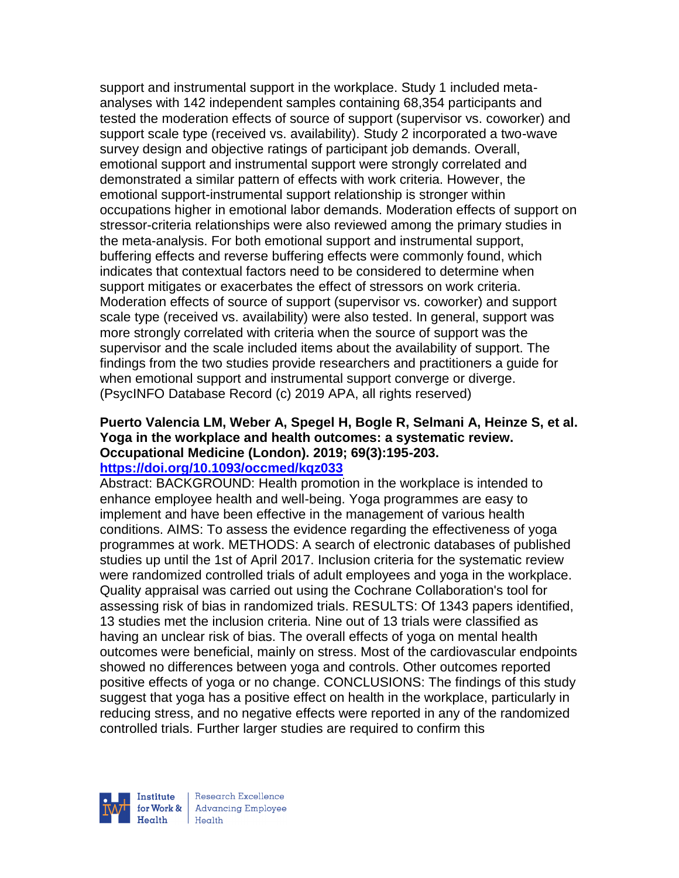support and instrumental support in the workplace. Study 1 included meta-analyses with 142 independent samples containing 68,354 participants and tested the moderation effects of source of support (supervisor vs. coworker) and support scale type (received vs. availability). Study 2 incorporated a two-wave survey design and objective ratings of participant job demands. Overall, emotional support and instrumental support were strongly correlated and demonstrated a similar pattern of effects with work criteria. However, the emotional support-instrumental support relationship is stronger within occupations higher in emotional labor demands. Moderation effects of support on stressor-criteria relationships were also reviewed among the primary studies in the meta-analysis. For both emotional support and instrumental support, buffering effects and reverse buffering effects were commonly found, which indicates that contextual factors need to be considered to determine when support mitigates or exacerbates the effect of stressors on work criteria. Moderation effects of source of support (supervisor vs. coworker) and support scale type (received vs. availability) were also tested. In general, support was more strongly correlated with criteria when the source of support was the supervisor and the scale included items about the availability of support. The findings from the two studies provide researchers and practitioners a guide for when emotional support and instrumental support converge or diverge. (PsycINFO Database Record (c) 2019 APA, all rights reserved)

**Puerto Valencia LM, Weber A, Spegel H, Bogle R, Selmani A, Heinze S, et al. Yoga in the workplace and health outcomes: a systematic review. Occupational Medicine (London). 2019; 69(3):195-203.**
**https://doi.org/10.1093/occmed/kqz033**
Abstract: BACKGROUND: Health promotion in the workplace is intended to enhance employee health and well-being. Yoga programmes are easy to implement and have been effective in the management of various health conditions. AIMS: To assess the evidence regarding the effectiveness of yoga programmes at work. METHODS: A search of electronic databases of published studies up until the 1st of April 2017. Inclusion criteria for the systematic review were randomized controlled trials of adult employees and yoga in the workplace. Quality appraisal was carried out using the Cochrane Collaboration's tool for assessing risk of bias in randomized trials. RESULTS: Of 1343 papers identified, 13 studies met the inclusion criteria. Nine out of 13 trials were classified as having an unclear risk of bias. The overall effects of yoga on mental health outcomes were beneficial, mainly on stress. Most of the cardiovascular endpoints showed no differences between yoga and controls. Other outcomes reported positive effects of yoga or no change. CONCLUSIONS: The findings of this study suggest that yoga has a positive effect on health in the workplace, particularly in reducing stress, and no negative effects were reported in any of the randomized controlled trials. Further larger studies are required to confirm this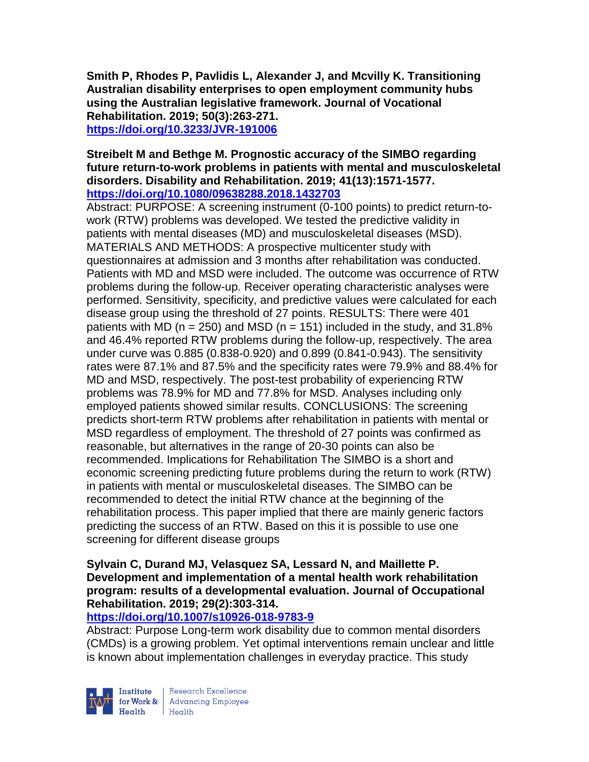**Smith P, Rhodes P, Pavlidis L, Alexander J, and Mcvilly K. Transitioning Australian disability enterprises to open employment community hubs using the Australian legislative framework. Journal of Vocational Rehabilitation. 2019; 50(3):263-271.**
**https://doi.org/10.3233/JVR-191006**

**Streibelt M and Bethge M. Prognostic accuracy of the SIMBO regarding future return-to-work problems in patients with mental and musculoskeletal disorders. Disability and Rehabilitation. 2019; 41(13):1571-1577.**
**https://doi.org/10.1080/09638288.2018.1432703**

Abstract: PURPOSE: A screening instrument (0-100 points) to predict return-to-work (RTW) problems was developed. We tested the predictive validity in patients with mental diseases (MD) and musculoskeletal diseases (MSD). MATERIALS AND METHODS: A prospective multicenter study with questionnaires at admission and 3 months after rehabilitation was conducted. Patients with MD and MSD were included. The outcome was occurrence of RTW problems during the follow-up. Receiver operating characteristic analyses were performed. Sensitivity, specificity, and predictive values were calculated for each disease group using the threshold of 27 points. RESULTS: There were 401 patients with MD (n = 250) and MSD (n = 151) included in the study, and 31.8% and 46.4% reported RTW problems during the follow-up, respectively. The area under curve was 0.885 (0.838-0.920) and 0.899 (0.841-0.943). The sensitivity rates were 87.1% and 87.5% and the specificity rates were 79.9% and 88.4% for MD and MSD, respectively. The post-test probability of experiencing RTW problems was 78.9% for MD and 77.8% for MSD. Analyses including only employed patients showed similar results. CONCLUSIONS: The screening predicts short-term RTW problems after rehabilitation in patients with mental or MSD regardless of employment. The threshold of 27 points was confirmed as reasonable, but alternatives in the range of 20-30 points can also be recommended. Implications for Rehabilitation The SIMBO is a short and economic screening predicting future problems during the return to work (RTW) in patients with mental or musculoskeletal diseases. The SIMBO can be recommended to detect the initial RTW chance at the beginning of the rehabilitation process. This paper implied that there are mainly generic factors predicting the success of an RTW. Based on this it is possible to use one screening for different disease groups

**Sylvain C, Durand MJ, Velasquez SA, Lessard N, and Maillette P. Development and implementation of a mental health work rehabilitation program: results of a developmental evaluation. Journal of Occupational Rehabilitation. 2019; 29(2):303-314.**
**https://doi.org/10.1007/s10926-018-9783-9**

Abstract: Purpose Long-term work disability due to common mental disorders (CMDs) is a growing problem. Yet optimal interventions remain unclear and little is known about implementation challenges in everyday practice. This study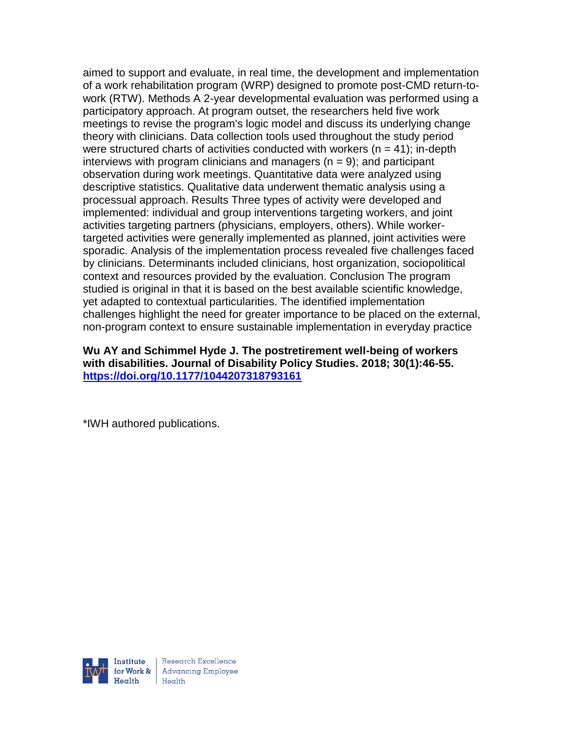aimed to support and evaluate, in real time, the development and implementation of a work rehabilitation program (WRP) designed to promote post-CMD return-to-work (RTW). Methods A 2-year developmental evaluation was performed using a participatory approach. At program outset, the researchers held five work meetings to revise the program's logic model and discuss its underlying change theory with clinicians. Data collection tools used throughout the study period were structured charts of activities conducted with workers (n = 41); in-depth interviews with program clinicians and managers (n = 9); and participant observation during work meetings. Quantitative data were analyzed using descriptive statistics. Qualitative data underwent thematic analysis using a processual approach. Results Three types of activity were developed and implemented: individual and group interventions targeting workers, and joint activities targeting partners (physicians, employers, others). While worker-targeted activities were generally implemented as planned, joint activities were sporadic. Analysis of the implementation process revealed five challenges faced by clinicians. Determinants included clinicians, host organization, sociopolitical context and resources provided by the evaluation. Conclusion The program studied is original in that it is based on the best available scientific knowledge, yet adapted to contextual particularities. The identified implementation challenges highlight the need for greater importance to be placed on the external, non-program context to ensure sustainable implementation in everyday practice

**Wu AY and Schimmel Hyde J. The postretirement well-being of workers with disabilities. Journal of Disability Policy Studies. 2018; 30(1):46-55. https://doi.org/10.1177/1044207318793161**

*IWH authored publications.